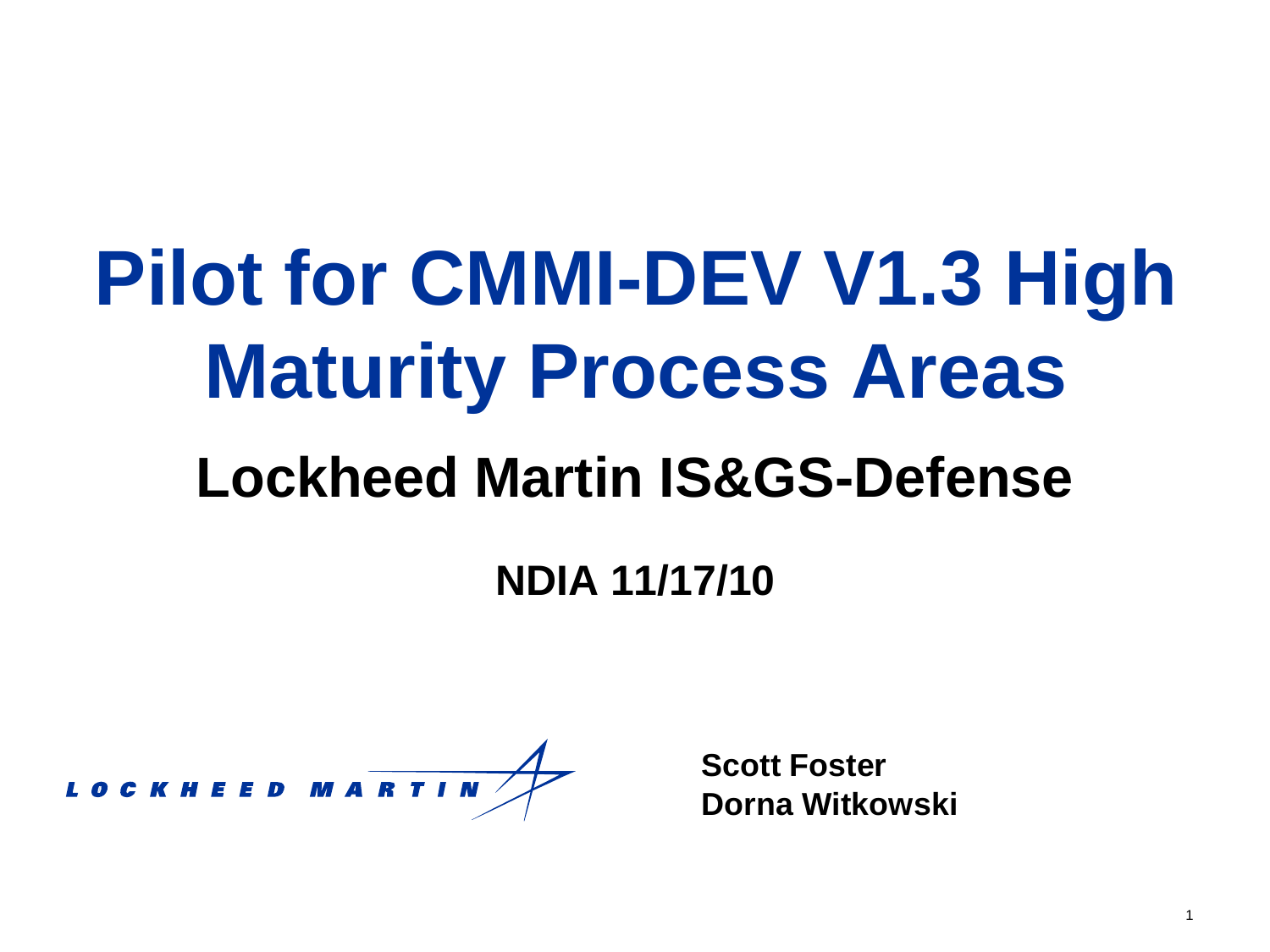# Pilot for CMMI-DEV V1.3 High Maturity Process Areas

## Lockheed Martin IS&GS-Defense

**NDIA 11/17/10**

LOCKHEED MARTIN

**Scott Foster**
**Dorna Witkowski**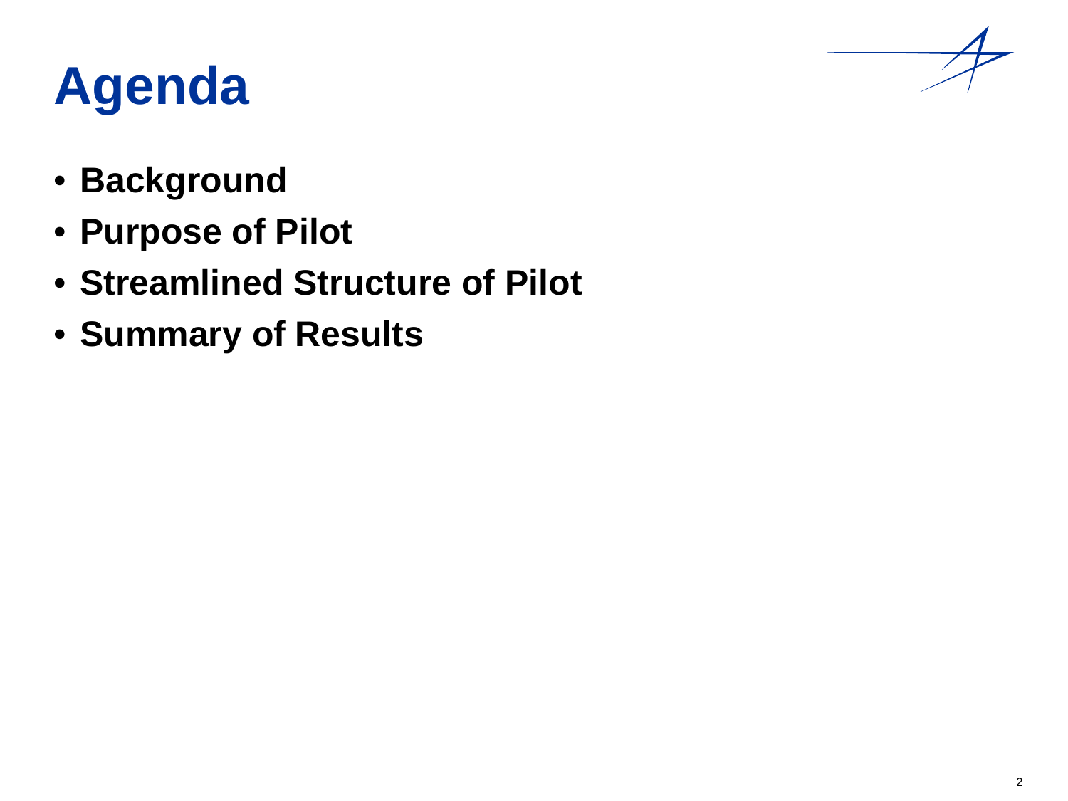# Agenda

- **Background**
- **Purpose of Pilot**
- **Streamlined Structure of Pilot**
- **Summary of Results**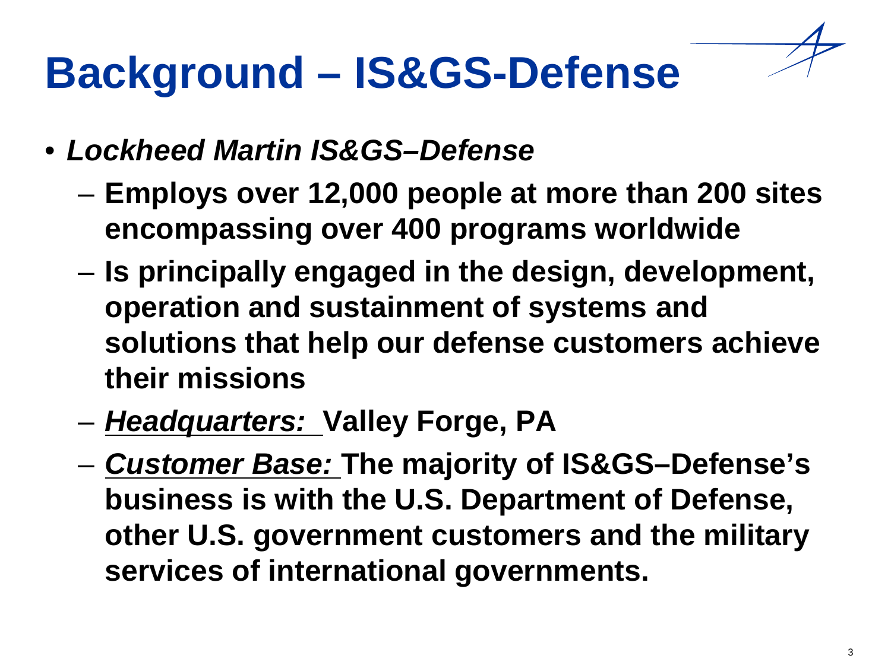# Background – IS&GS-Defense

- ***Lockheed Martin IS&GS–Defense***
  - **Employs over 12,000 people at more than 200 sites encompassing over 400 programs worldwide**
  - **Is principally engaged in the design, development, operation and sustainment of systems and solutions that help our defense customers achieve their missions**
  - ***Headquarters:*** **Valley Forge, PA**
  - ***Customer Base:*** **The majority of IS&GS–Defense's business is with the U.S. Department of Defense, other U.S. government customers and the military services of international governments.**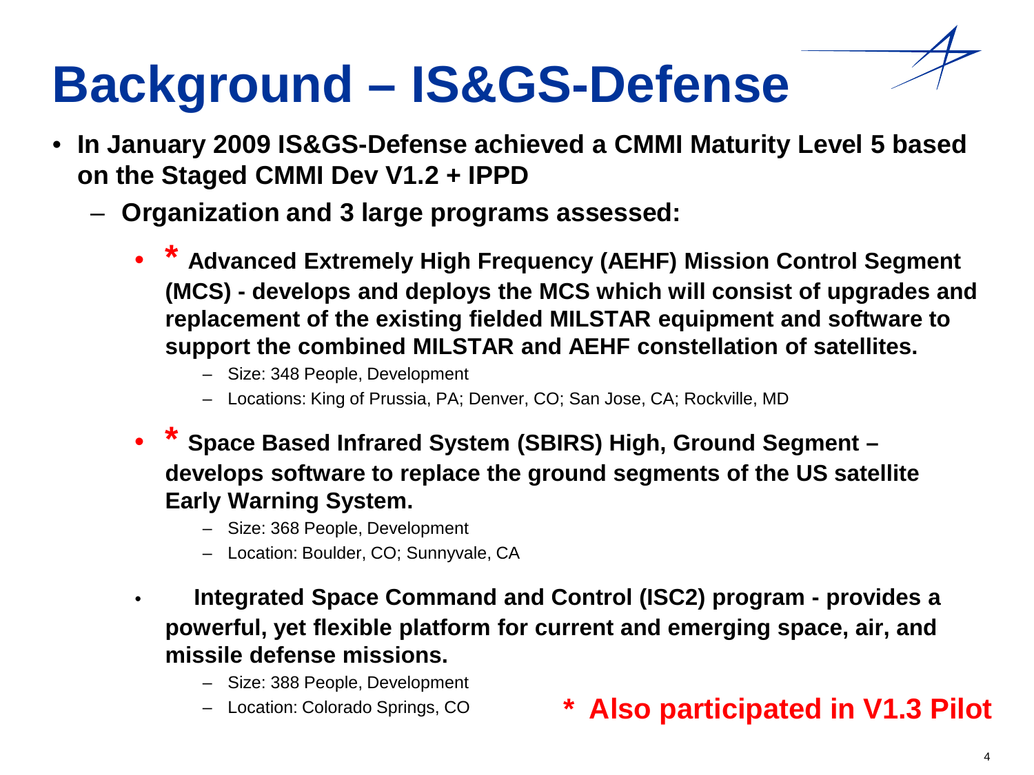# Background – IS&GS-Defense

- **In January 2009 IS&GS-Defense achieved a CMMI Maturity Level 5 based on the Staged CMMI Dev V1.2 + IPPD**
  - **Organization and 3 large programs assessed:**
    - **\* Advanced Extremely High Frequency (AEHF) Mission Control Segment (MCS) - develops and deploys the MCS which will consist of upgrades and replacement of the existing fielded MILSTAR equipment and software to support the combined MILSTAR and AEHF constellation of satellites.**
      - Size: 348 People, Development
      - Locations: King of Prussia, PA; Denver, CO; San Jose, CA; Rockville, MD
    - **\* Space Based Infrared System (SBIRS) High, Ground Segment – develops software to replace the ground segments of the US satellite Early Warning System.**
      - Size: 368 People, Development
      - Location: Boulder, CO; Sunnyvale, CA
    - **Integrated Space Command and Control (ISC2) program - provides a powerful, yet flexible platform for current and emerging space, air, and missile defense missions.**
      - Size: 388 People, Development
      - Location: Colorado Springs, CO

**\* Also participated in V1.3 Pilot**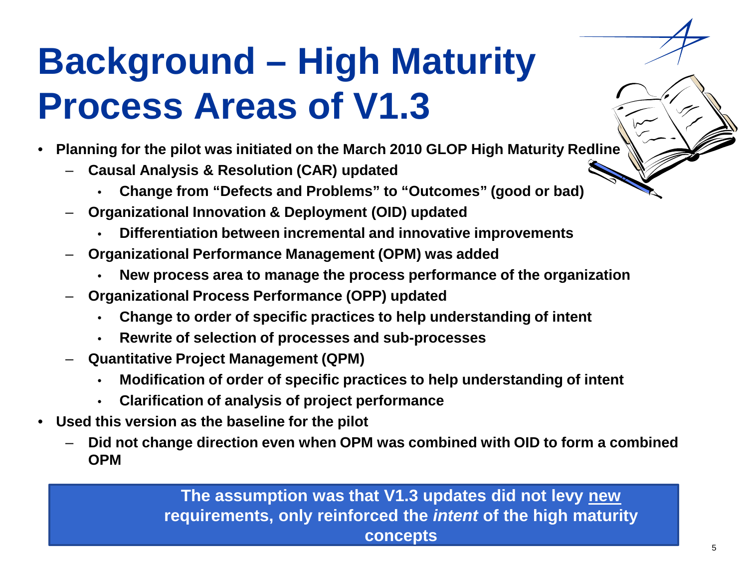# Background – High Maturity Process Areas of V1.3

- **Planning for the pilot was initiated on the March 2010 GLOP High Maturity Redline**
  - **Causal Analysis & Resolution (CAR) updated**
    - **Change from "Defects and Problems" to "Outcomes" (good or bad)**
  - **Organizational Innovation & Deployment (OID) updated**
    - **Differentiation between incremental and innovative improvements**
  - **Organizational Performance Management (OPM) was added**
    - **New process area to manage the process performance of the organization**
  - **Organizational Process Performance (OPP) updated**
    - **Change to order of specific practices to help understanding of intent**
    - **Rewrite of selection of processes and sub-processes**
  - **Quantitative Project Management (QPM)**
    - **Modification of order of specific practices to help understanding of intent**
    - **Clarification of analysis of project performance**
- **Used this version as the baseline for the pilot**
  - **Did not change direction even when OPM was combined with OID to form a combined OPM**

**The assumption was that V1.3 updates did not levy new requirements, only reinforced the *intent* of the high maturity concepts**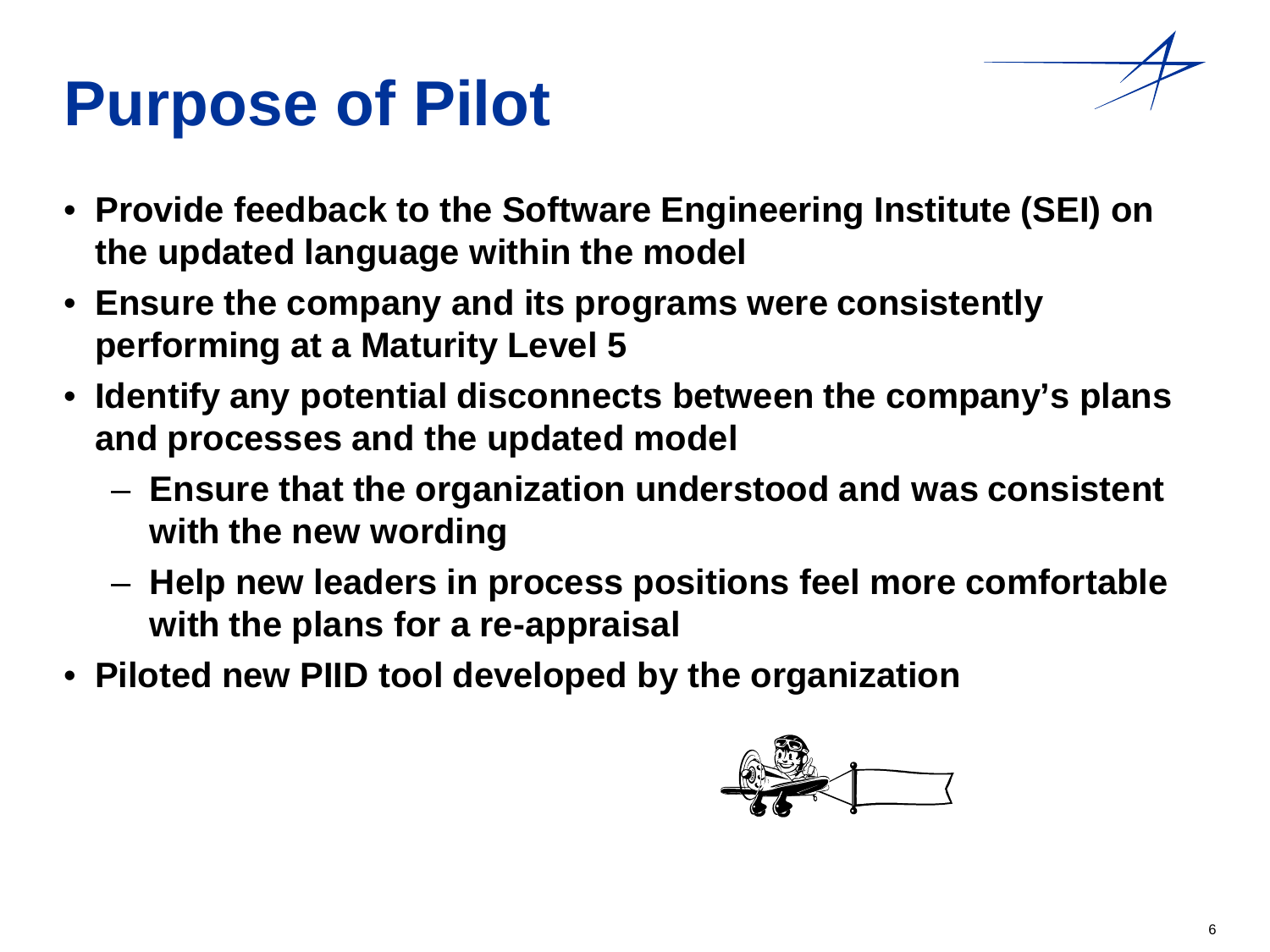# Purpose of Pilot

- **Provide feedback to the Software Engineering Institute (SEI) on the updated language within the model**
- **Ensure the company and its programs were consistently performing at a Maturity Level 5**
- **Identify any potential disconnects between the company's plans and processes and the updated model**
  - **Ensure that the organization understood and was consistent with the new wording**
  - **Help new leaders in process positions feel more comfortable with the plans for a re-appraisal**
- **Piloted new PIID tool developed by the organization**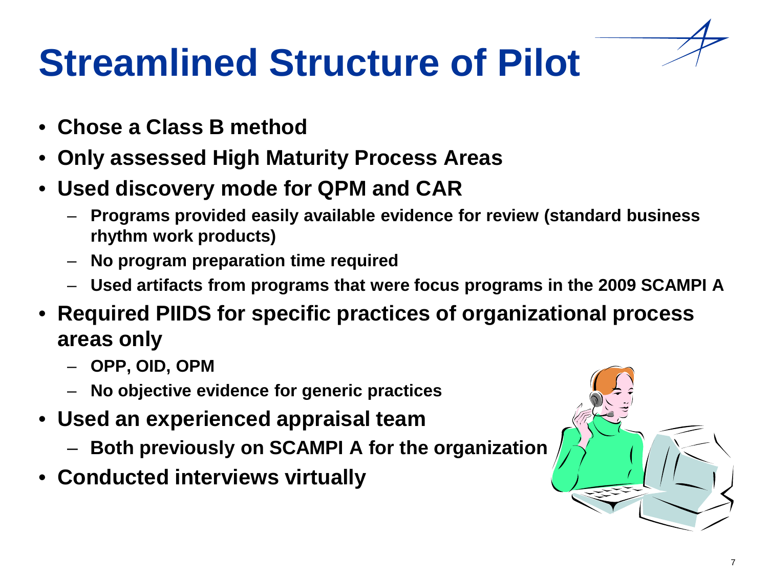# Streamlined Structure of Pilot

- **Chose a Class B method**
- **Only assessed High Maturity Process Areas**
- **Used discovery mode for QPM and CAR**
  - **Programs provided easily available evidence for review (standard business rhythm work products)**
  - **No program preparation time required**
  - **Used artifacts from programs that were focus programs in the 2009 SCAMPI A**
- **Required PIIDS for specific practices of organizational process areas only**
  - **OPP, OID, OPM**
  - **No objective evidence for generic practices**
- **Used an experienced appraisal team**
  - **Both previously on SCAMPI A for the organization**
- **Conducted interviews virtually**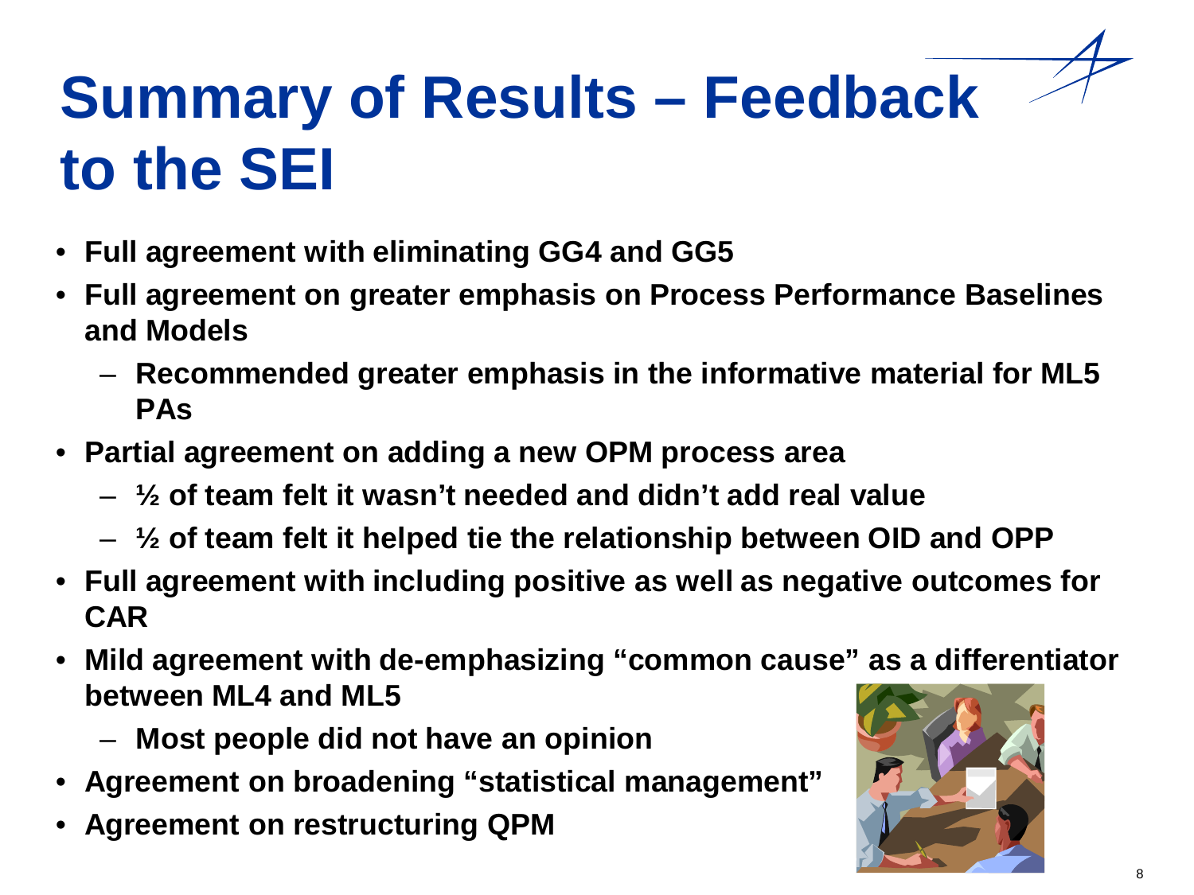# Summary of Results – Feedback to the SEI

- **Full agreement with eliminating GG4 and GG5**
- **Full agreement on greater emphasis on Process Performance Baselines and Models**
  - **Recommended greater emphasis in the informative material for ML5 PAs**
- **Partial agreement on adding a new OPM process area**
  - **½ of team felt it wasn't needed and didn't add real value**
  - **½ of team felt it helped tie the relationship between OID and OPP**
- **Full agreement with including positive as well as negative outcomes for CAR**
- **Mild agreement with de-emphasizing "common cause" as a differentiator between ML4 and ML5**
  - **Most people did not have an opinion**
- **Agreement on broadening "statistical management"**
- **Agreement on restructuring QPM**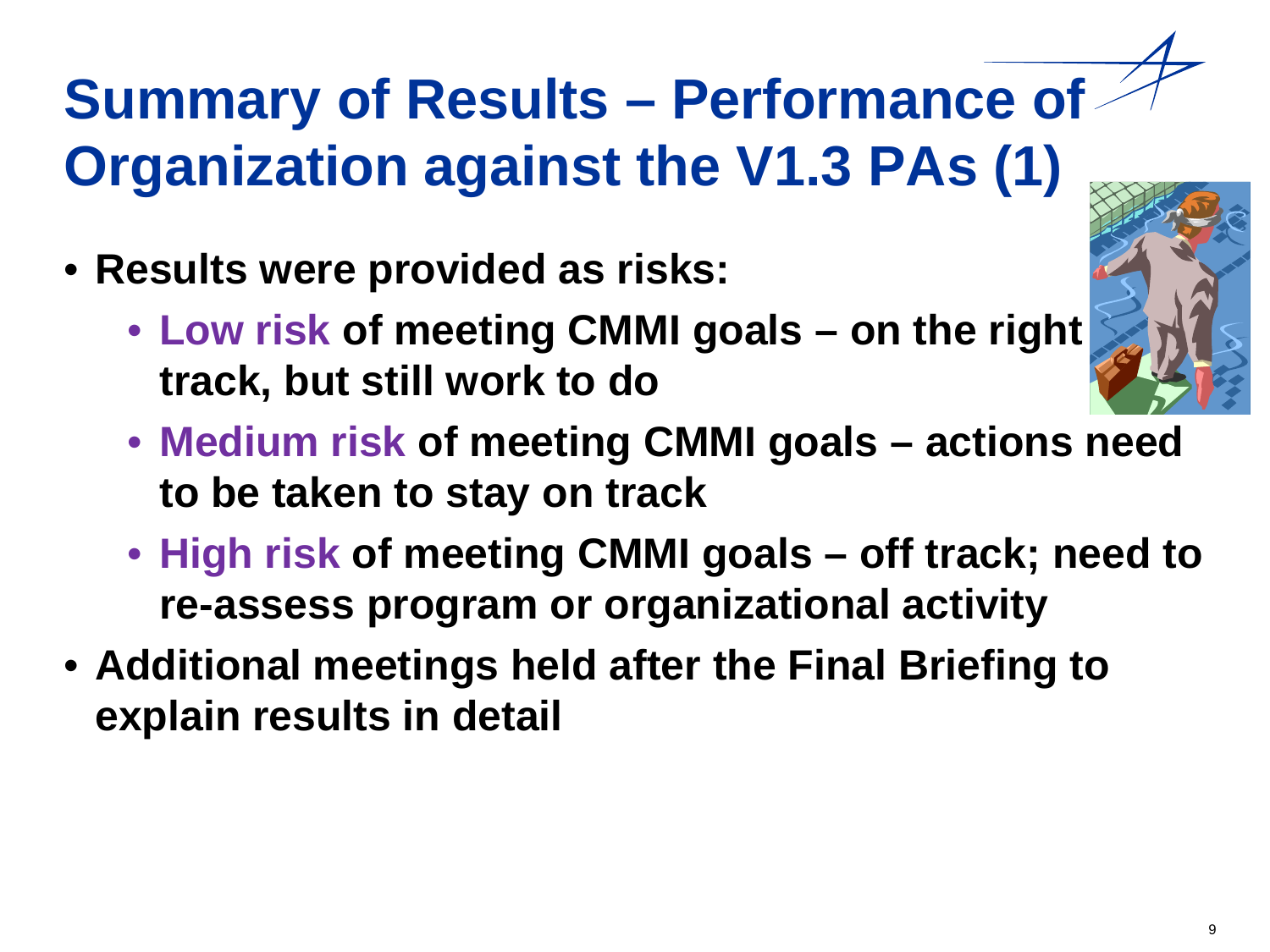# Summary of Results – Performance of Organization against the V1.3 PAs (1)

- **Results were provided as risks:**
  - **Low risk of meeting CMMI goals – on the right track, but still work to do**
  - **Medium risk of meeting CMMI goals – actions need to be taken to stay on track**
  - **High risk of meeting CMMI goals – off track; need to re-assess program or organizational activity**
- **Additional meetings held after the Final Briefing to explain results in detail**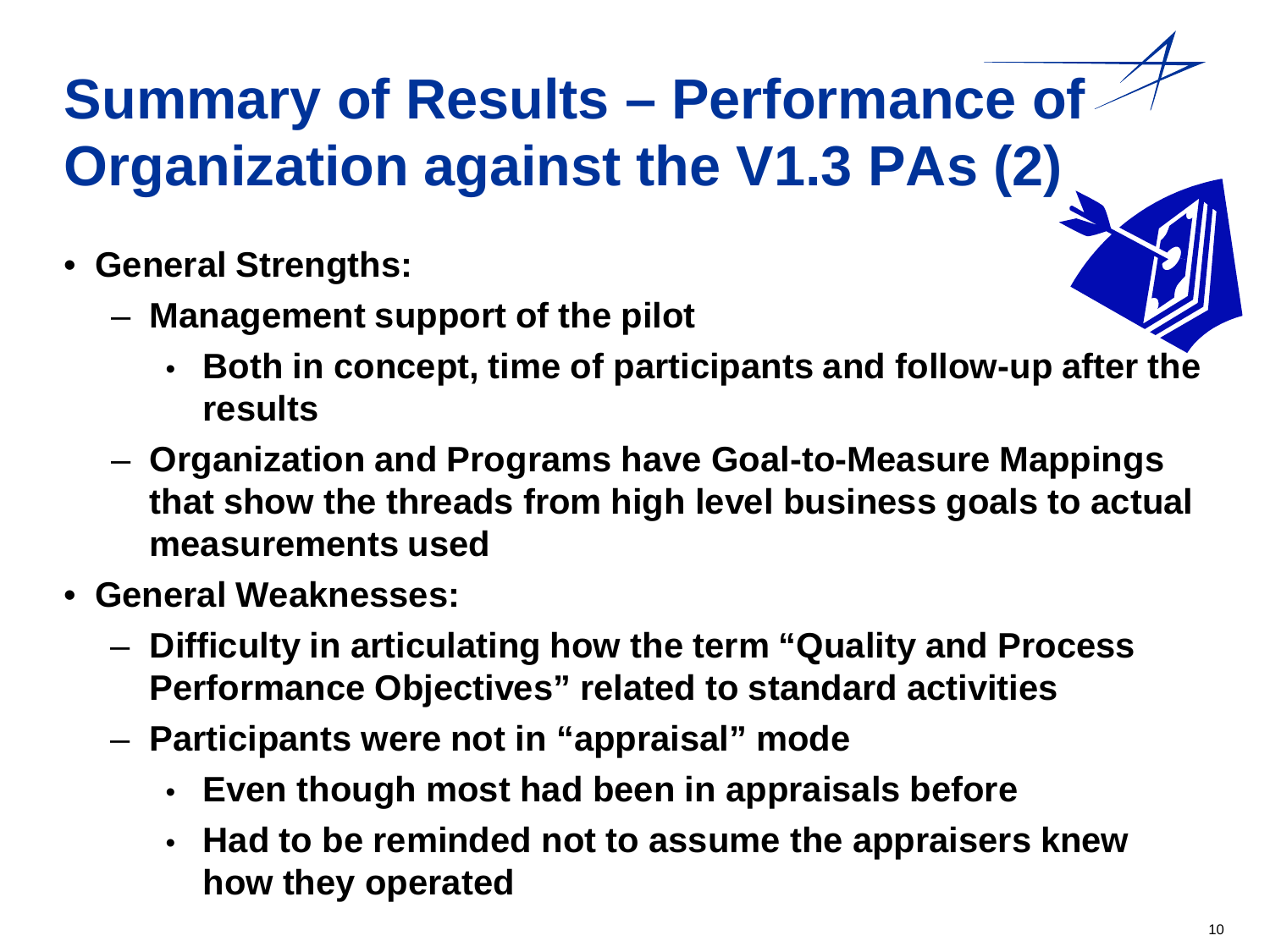# Summary of Results – Performance of Organization against the V1.3 PAs (2)

- **General Strengths:**
  - **Management support of the pilot**
    - **Both in concept, time of participants and follow-up after the results**
  - **Organization and Programs have Goal-to-Measure Mappings that show the threads from high level business goals to actual measurements used**
- **General Weaknesses:**
  - **Difficulty in articulating how the term "Quality and Process Performance Objectives" related to standard activities**
  - **Participants were not in "appraisal" mode**
    - **Even though most had been in appraisals before**
    - **Had to be reminded not to assume the appraisers knew how they operated**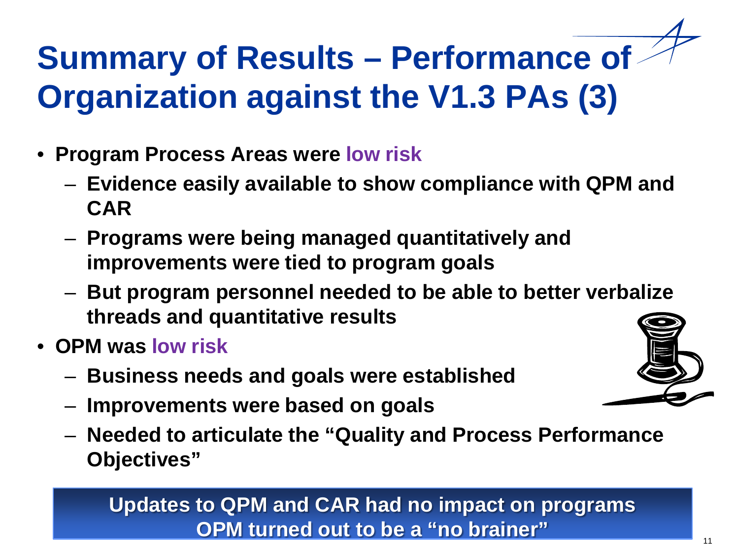# Summary of Results – Performance of Organization against the V1.3 PAs (3)

- **Program Process Areas were low risk**
  - **Evidence easily available to show compliance with QPM and CAR**
  - **Programs were being managed quantitatively and improvements were tied to program goals**
  - **But program personnel needed to be able to better verbalize threads and quantitative results**
- **OPM was low risk**
  - **Business needs and goals were established**
  - **Improvements were based on goals**
  - **Needed to articulate the "Quality and Process Performance Objectives"**

**Updates to QPM and CAR had no impact on programs**
**OPM turned out to be a "no brainer"**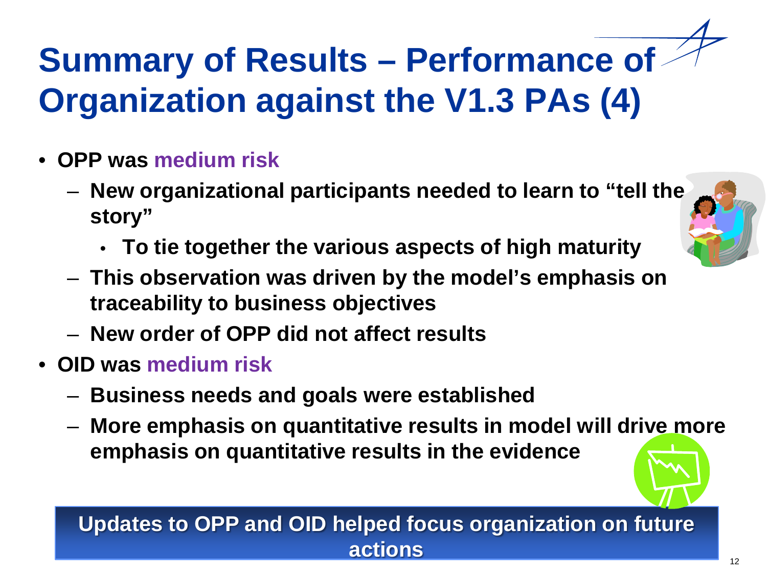# Summary of Results – Performance of Organization against the V1.3 PAs (4)

- **OPP was medium risk**
  - **New organizational participants needed to learn to "tell the story"**
    - **To tie together the various aspects of high maturity**
  - **This observation was driven by the model's emphasis on traceability to business objectives**
  - **New order of OPP did not affect results**
- **OID was medium risk**
  - **Business needs and goals were established**
  - **More emphasis on quantitative results in model will drive more emphasis on quantitative results in the evidence**

**Updates to OPP and OID helped focus organization on future actions**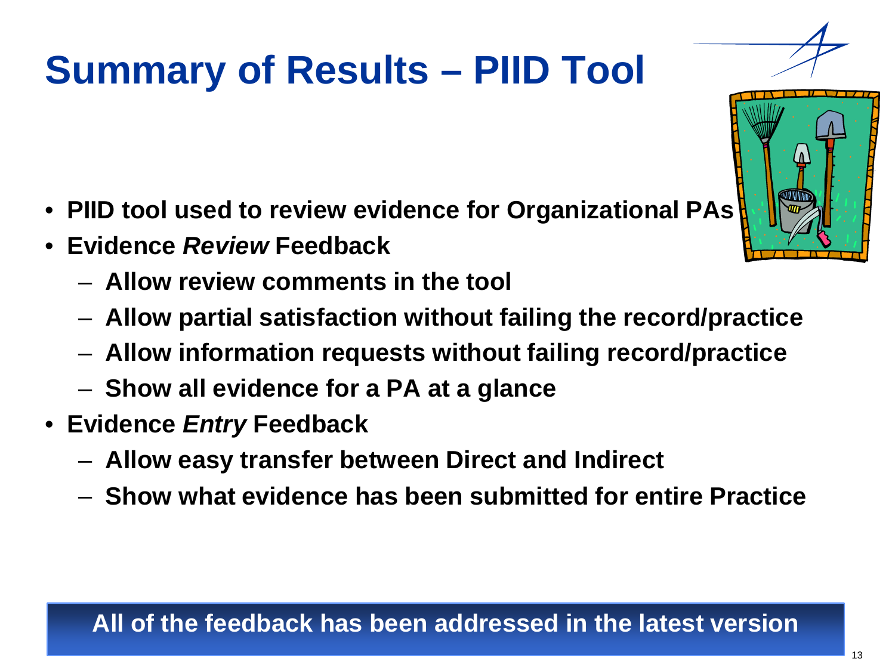# Summary of Results – PIID Tool

- **PIID tool used to review evidence for Organizational PAs**
- **Evidence *Review* Feedback**
  - **Allow review comments in the tool**
  - **Allow partial satisfaction without failing the record/practice**
  - **Allow information requests without failing record/practice**
  - **Show all evidence for a PA at a glance**
- **Evidence *Entry* Feedback**
  - **Allow easy transfer between Direct and Indirect**
  - **Show what evidence has been submitted for entire Practice**

**All of the feedback has been addressed in the latest version**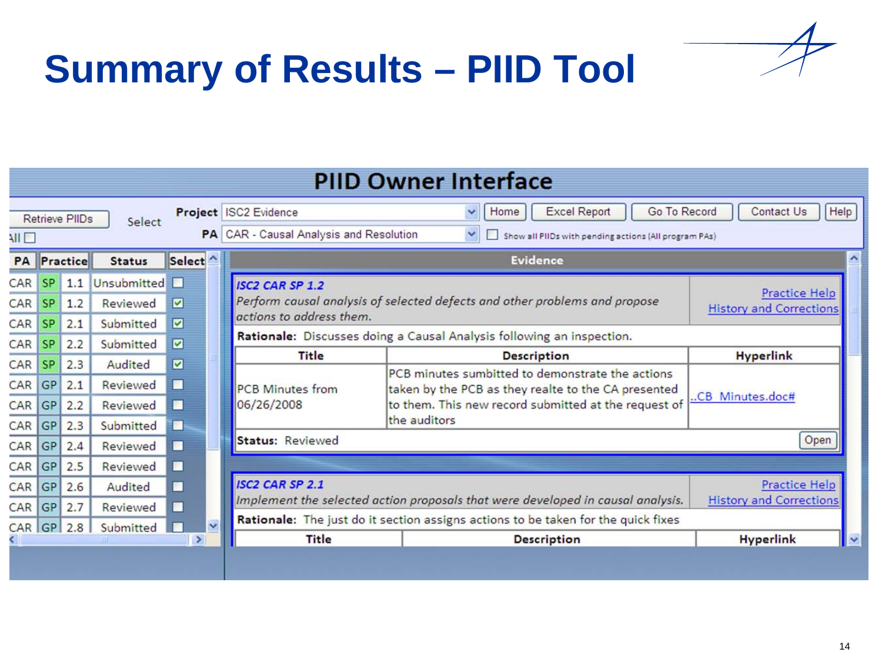# Summary of Results – PIID Tool

## PIID Owner Interface

Retrieve PIIDs | Select | All

**Project** ISC2 Evidence

**PA** CAR - Causal Analysis and Resolution

Home | Excel Report | Go To Record | Contact Us | Help

Show all PIIDs with pending actions (All program PAs)

| PA | Practice | | Status | Select |
|---|---|---|---|---|
| CAR | SP | 1.1 | Unsubmitted | ☐ |
| CAR | SP | 1.2 | Reviewed | ☑ |
| CAR | SP | 2.1 | Submitted | ☑ |
| CAR | SP | 2.2 | Submitted | ☑ |
| CAR | SP | 2.3 | Audited | ☑ |
| CAR | GP | 2.1 | Reviewed | ☐ |
| CAR | GP | 2.2 | Reviewed | ☐ |
| CAR | GP | 2.3 | Submitted | ☐ |
| CAR | GP | 2.4 | Reviewed | ☐ |
| CAR | GP | 2.5 | Reviewed | ☐ |
| CAR | GP | 2.6 | Audited | ☐ |
| CAR | GP | 2.7 | Reviewed | ☐ |
| CAR | GP | 2.8 | Submitted | ☐ |

**Evidence**

*ISC2 CAR SP 1.2*

*Perform causal analysis of selected defects and other problems and propose actions to address them.*

Practice Help | History and Corrections

**Rationale:** Discusses doing a Causal Analysis following an inspection.

| Title | Description | Hyperlink |
|---|---|---|
| PCB Minutes from 06/26/2008 | PCB minutes sumbitted to demonstrate the actions taken by the PCB as they realte to the CA presented to them. This new record submitted at the request of the auditors | ..CB_Minutes.doc# |

**Status:** Reviewed | Open

*ISC2 CAR SP 2.1*

*Implement the selected action proposals that were developed in causal analysis.*

Practice Help | History and Corrections

**Rationale:** The just do it section assigns actions to be taken for the quick fixes

| Title | Description | Hyperlink |
|---|---|---|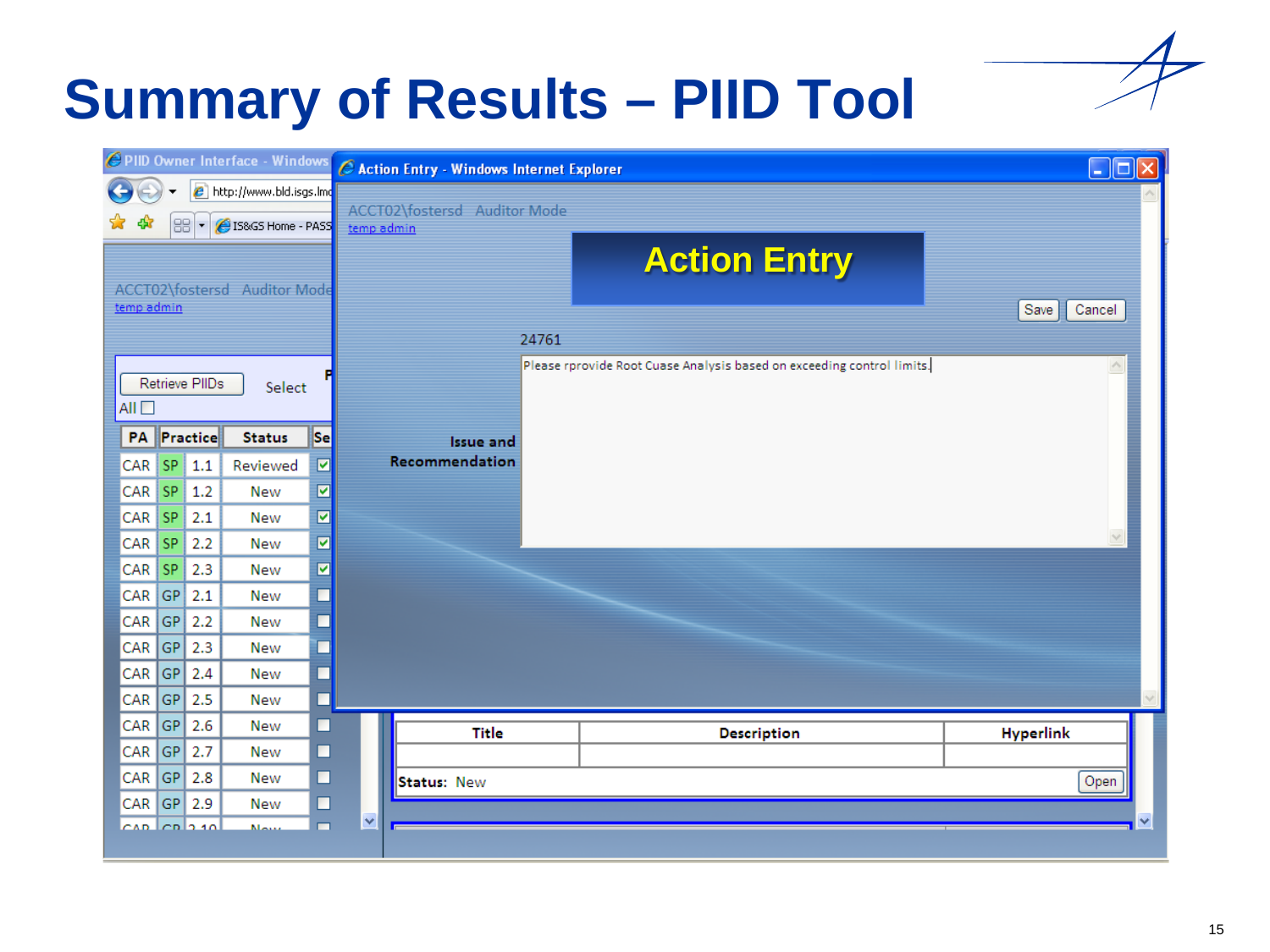# Summary of Results – PIID Tool

PIID Owner Interface - Windows

http://www.bld.isgs.lmc

IS&GS Home - PASS

ACCT02\fostersd Auditor Mode

temp admin

Retrieve PIIDs Select

All

| PA | Practice | | Status | Se |
|---|---|---|---|---|
| CAR | SP | 1.1 | Reviewed | ☑ |
| CAR | SP | 1.2 | New | ☑ |
| CAR | SP | 2.1 | New | ☑ |
| CAR | SP | 2.2 | New | ☑ |
| CAR | SP | 2.3 | New | ☑ |
| CAR | GP | 2.1 | New | ☐ |
| CAR | GP | 2.2 | New | ☐ |
| CAR | GP | 2.3 | New | ☐ |
| CAR | GP | 2.4 | New | ☐ |
| CAR | GP | 2.5 | New | ☐ |
| CAR | GP | 2.6 | New | ☐ |
| CAR | GP | 2.7 | New | ☐ |
| CAR | GP | 2.8 | New | ☐ |
| CAR | GP | 2.9 | New | ☐ |
| CAR | GP | 2.10 | New | ☐ |

Action Entry - Windows Internet Explorer

ACCT02\fostersd Auditor Mode

temp admin

**Action Entry**

Save Cancel

24761

Issue and Recommendation: Please rprovide Root Cuase Analysis based on exceeding control limits.

| Title | Description | Hyperlink |
|---|---|---|
| | | |

Status: New Open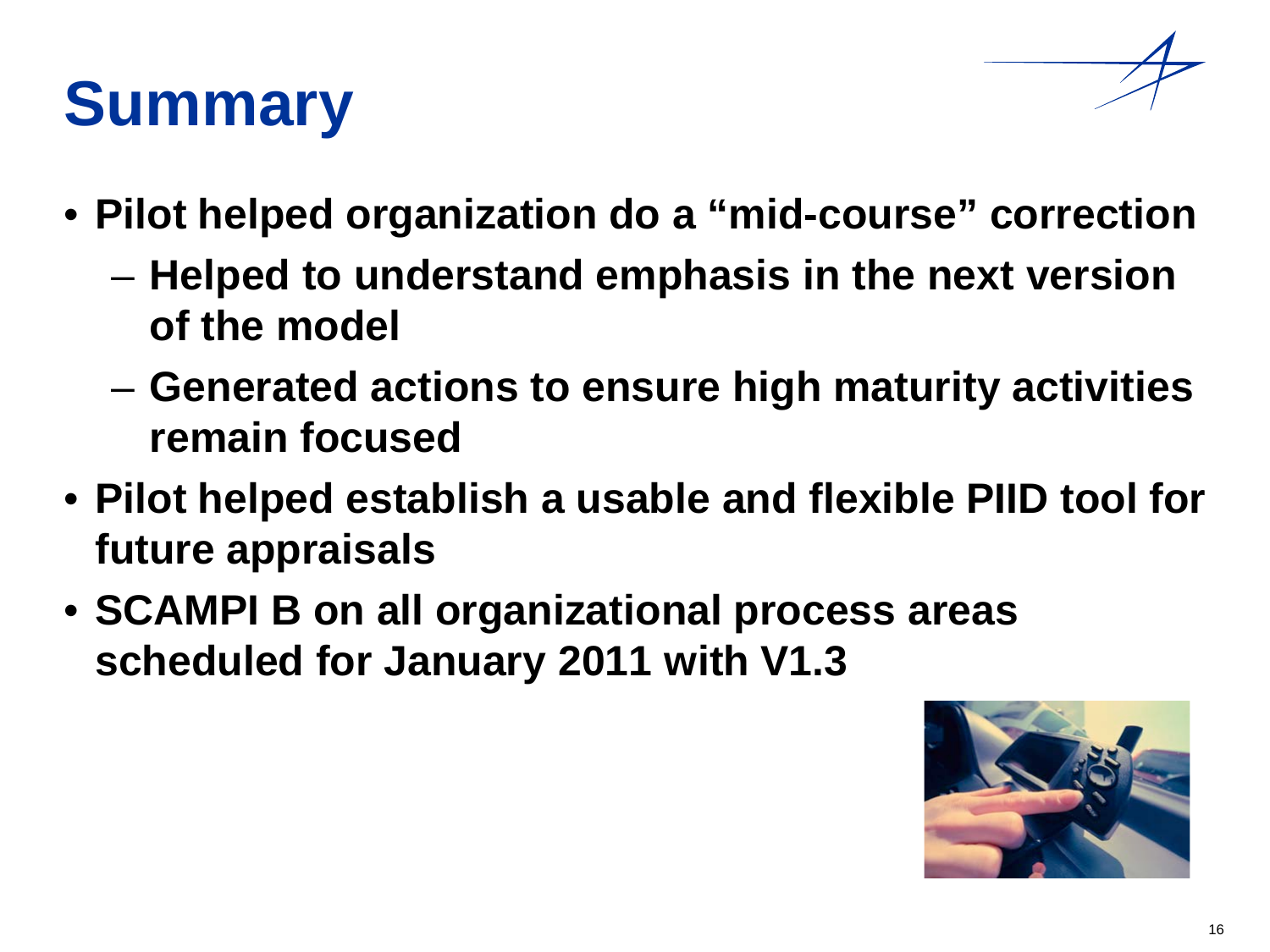# Summary

- **Pilot helped organization do a "mid-course" correction**
  - **Helped to understand emphasis in the next version of the model**
  - **Generated actions to ensure high maturity activities remain focused**
- **Pilot helped establish a usable and flexible PIID tool for future appraisals**
- **SCAMPI B on all organizational process areas scheduled for January 2011 with V1.3**